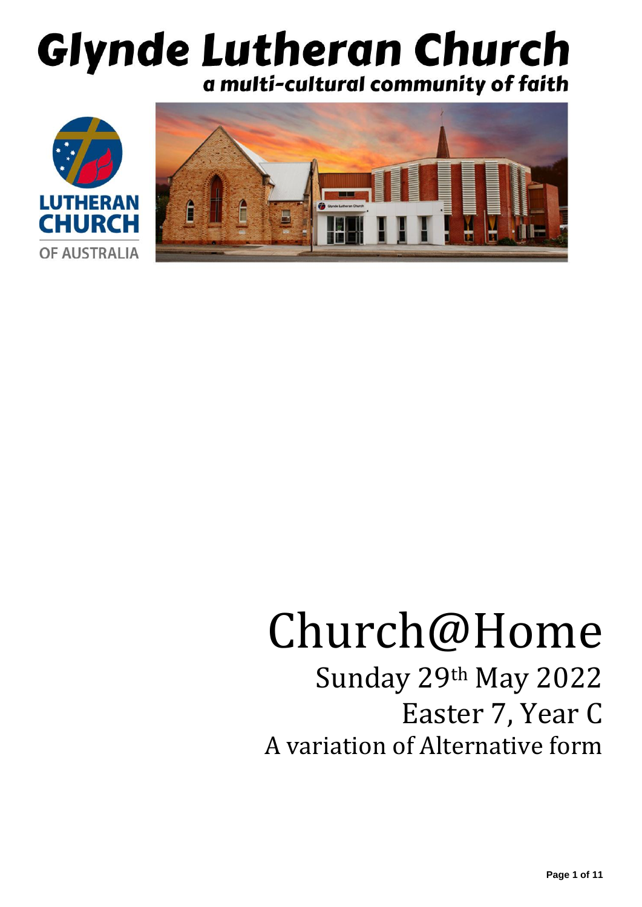# Glynde Lutheran Church

**a multi-cultural community of faith**

LUTHERAN CHURCH OF AUSTRALIA

# Church@Home

Sunday 29th May 2022

Easter 7, Year C

A variation of Alternative form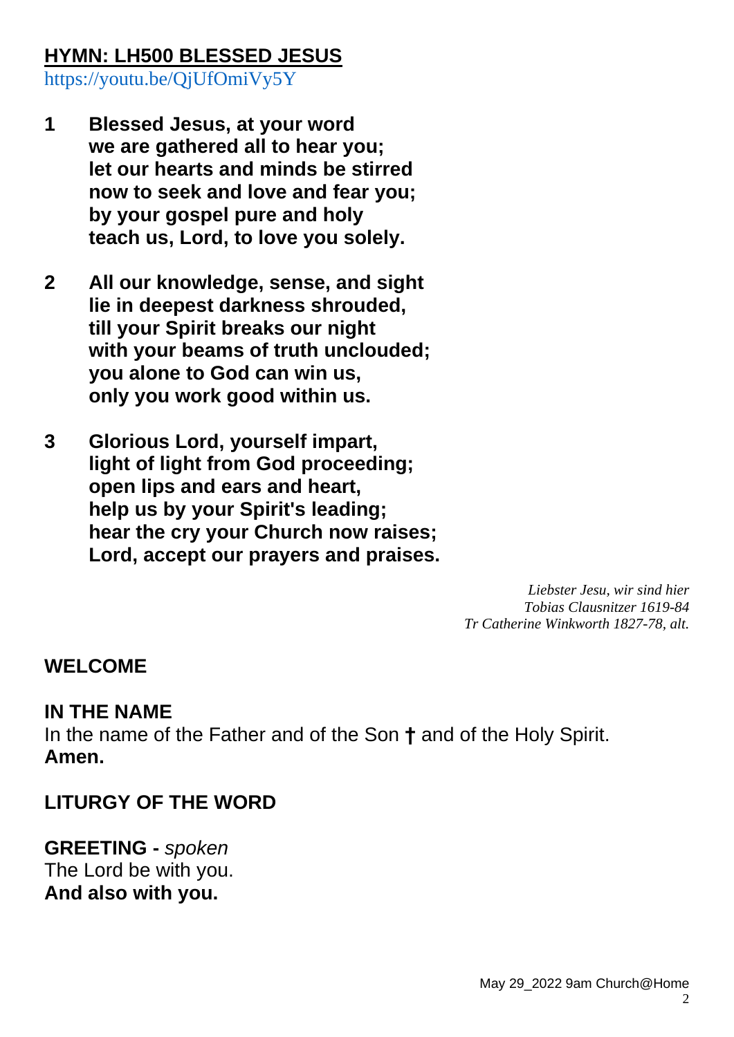## **HYMN: LH500 BLESSED JESUS**

https://youtu.be/QjUfOmiVy5Y

**1 Blessed Jesus, at your word
we are gathered all to hear you;
let our hearts and minds be stirred
now to seek and love and fear you;
by your gospel pure and holy
teach us, Lord, to love you solely.**

**2 All our knowledge, sense, and sight
lie in deepest darkness shrouded,
till your Spirit breaks our night
with your beams of truth unclouded;
you alone to God can win us,
only you work good within us.**

**3 Glorious Lord, yourself impart,
light of light from God proceeding;
open lips and ears and heart,
help us by your Spirit's leading;
hear the cry your Church now raises;
Lord, accept our prayers and praises.**

*Liebster Jesu, wir sind hier*
*Tobias Clausnitzer 1619-84*
*Tr Catherine Winkworth 1827-78, alt.*

## WELCOME

## IN THE NAME

In the name of the Father and of the Son † and of the Holy Spirit.
**Amen.**

## LITURGY OF THE WORD

**GREETING -** *spoken*
The Lord be with you.
**And also with you.**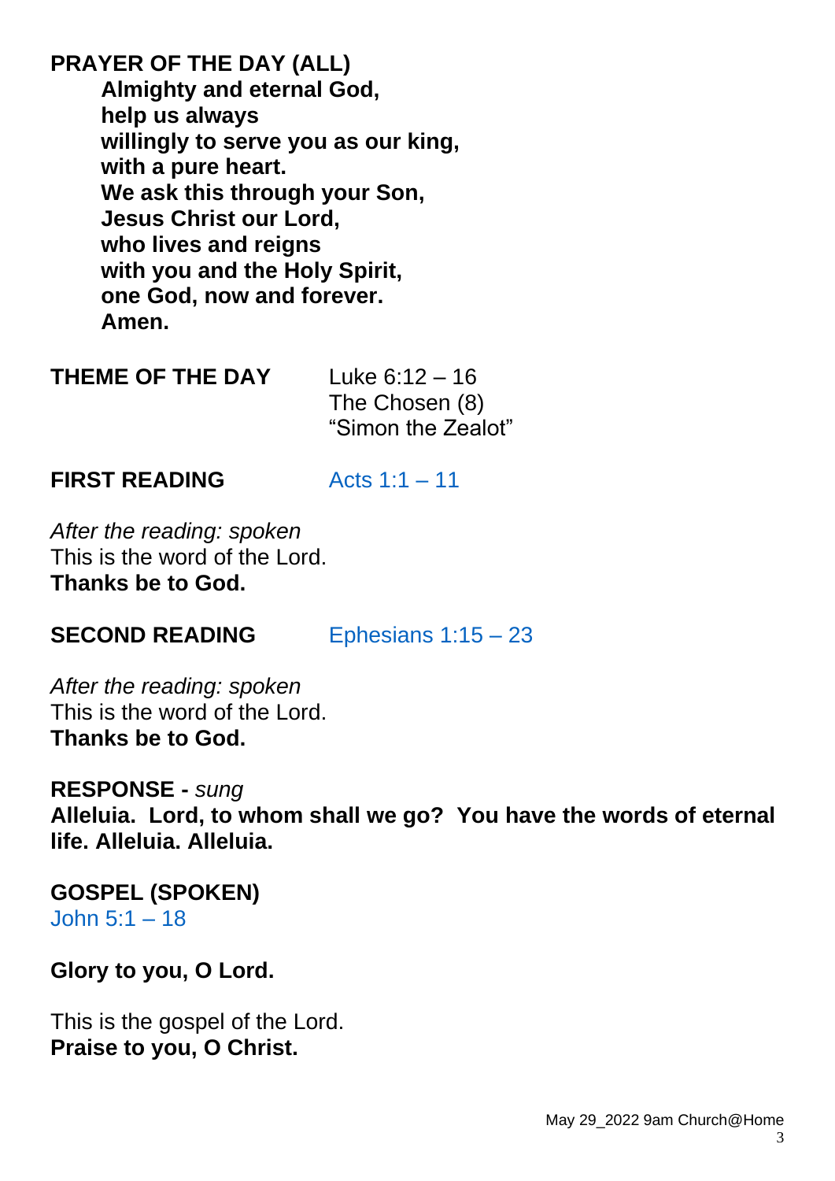**PRAYER OF THE DAY (ALL)**

**Almighty and eternal God,**
**help us always**
**willingly to serve you as our king,**
**with a pure heart.**
**We ask this through your Son,**
**Jesus Christ our Lord,**
**who lives and reigns**
**with you and the Holy Spirit,**
**one God, now and forever.**
**Amen.**

**THEME OF THE DAY** Luke 6:12 – 16
The Chosen (8)
"Simon the Zealot"

**FIRST READING** Acts 1:1 – 11

*After the reading: spoken*
This is the word of the Lord.
**Thanks be to God.**

**SECOND READING** Ephesians 1:15 – 23

*After the reading: spoken*
This is the word of the Lord.
**Thanks be to God.**

**RESPONSE -** *sung*
**Alleluia. Lord, to whom shall we go? You have the words of eternal life. Alleluia. Alleluia.**

**GOSPEL (SPOKEN)**
John 5:1 – 18

**Glory to you, O Lord.**

This is the gospel of the Lord.
**Praise to you, O Christ.**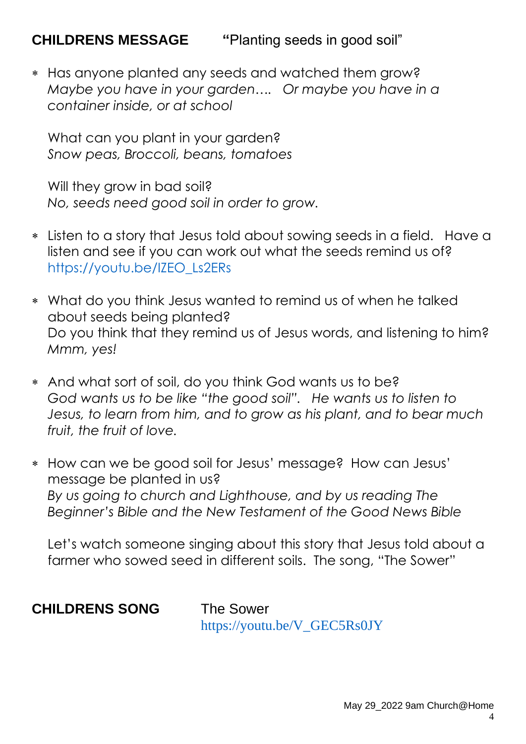## CHILDRENS MESSAGE "Planting seeds in good soil"

- Has anyone planted any seeds and watched them grow?
  *Maybe you have in your garden…. Or maybe you have in a container inside, or at school*

  What can you plant in your garden?
  *Snow peas, Broccoli, beans, tomatoes*

  Will they grow in bad soil?
  *No, seeds need good soil in order to grow.*

- Listen to a story that Jesus told about sowing seeds in a field. Have a listen and see if you can work out what the seeds remind us of?
  https://youtu.be/IZEO_Ls2ERs

- What do you think Jesus wanted to remind us of when he talked about seeds being planted?
  Do you think that they remind us of Jesus words, and listening to him?
  *Mmm, yes!*

- And what sort of soil, do you think God wants us to be?
  *God wants us to be like "the good soil". He wants us to listen to Jesus, to learn from him, and to grow as his plant, and to bear much fruit, the fruit of love.*

- How can we be good soil for Jesus' message? How can Jesus' message be planted in us?
  *By us going to church and Lighthouse, and by us reading The Beginner's Bible and the New Testament of the Good News Bible*

  Let's watch someone singing about this story that Jesus told about a farmer who sowed seed in different soils. The song, "The Sower"

## CHILDRENS SONG The Sower

https://youtu.be/V_GEC5Rs0JY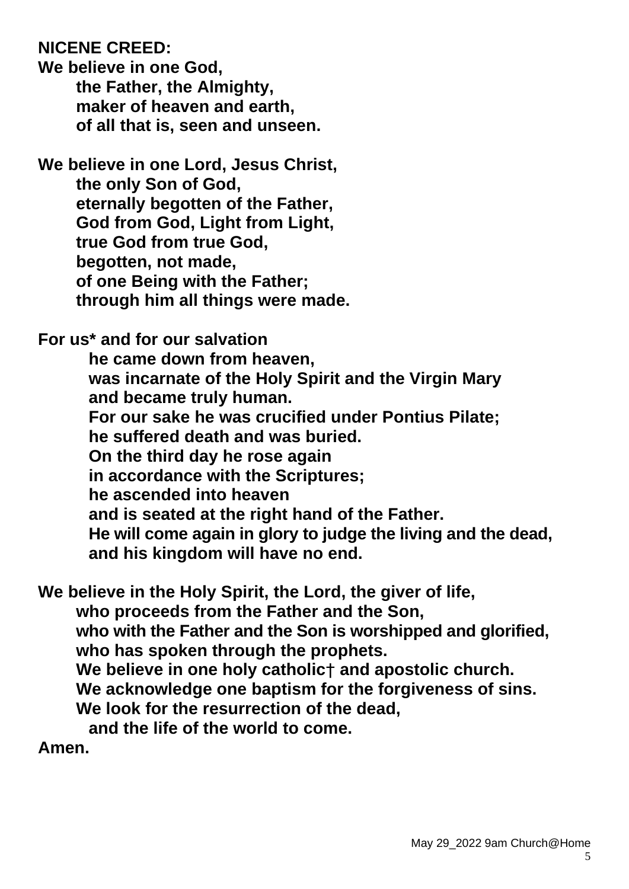**NICENE CREED:**
**We believe in one God,**
**the Father, the Almighty,**
**maker of heaven and earth,**
**of all that is, seen and unseen.**

**We believe in one Lord, Jesus Christ,**
**the only Son of God,**
**eternally begotten of the Father,**
**God from God, Light from Light,**
**true God from true God,**
**begotten, not made,**
**of one Being with the Father;**
**through him all things were made.**

**For us* and for our salvation**
**he came down from heaven,**
**was incarnate of the Holy Spirit and the Virgin Mary**
**and became truly human.**
**For our sake he was crucified under Pontius Pilate;**
**he suffered death and was buried.**
**On the third day he rose again**
**in accordance with the Scriptures;**
**he ascended into heaven**
**and is seated at the right hand of the Father.**
**He will come again in glory to judge the living and the dead,**
**and his kingdom will have no end.**

**We believe in the Holy Spirit, the Lord, the giver of life,**
**who proceeds from the Father and the Son,**
**who with the Father and the Son is worshipped and glorified,**
**who has spoken through the prophets.**
**We believe in one holy catholic† and apostolic church.**
**We acknowledge one baptism for the forgiveness of sins.**
**We look for the resurrection of the dead,**
**and the life of the world to come.**
**Amen.**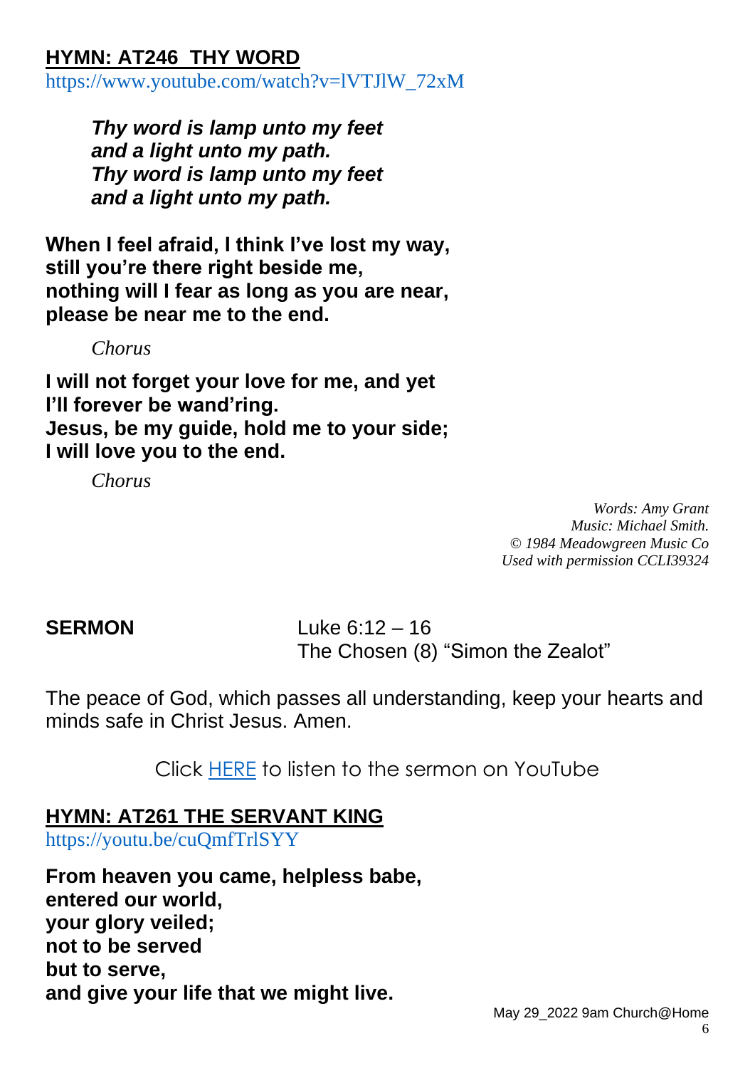## HYMN: AT246 THY WORD

https://www.youtube.com/watch?v=lVTJlW_72xM

***Thy word is lamp unto my feet***
***and a light unto my path.***
***Thy word is lamp unto my feet***
***and a light unto my path.***

**When I feel afraid, I think I've lost my way,**
**still you're there right beside me,**
**nothing will I fear as long as you are near,**
**please be near me to the end.**

*Chorus*

**I will not forget your love for me, and yet**
**I'll forever be wand'ring.**
**Jesus, be my guide, hold me to your side;**
**I will love you to the end.**

*Chorus*

*Words: Amy Grant*
*Music: Michael Smith.*
*© 1984 Meadowgreen Music Co*
*Used with permission CCLI39324*

**SERMON** Luke 6:12 – 16
The Chosen (8) "Simon the Zealot"

The peace of God, which passes all understanding, keep your hearts and minds safe in Christ Jesus. Amen.

Click HERE to listen to the sermon on YouTube

## HYMN: AT261 THE SERVANT KING

https://youtu.be/cuQmfTrlSYY

**From heaven you came, helpless babe,**
**entered our world,**
**your glory veiled;**
**not to be served**
**but to serve,**
**and give your life that we might live.**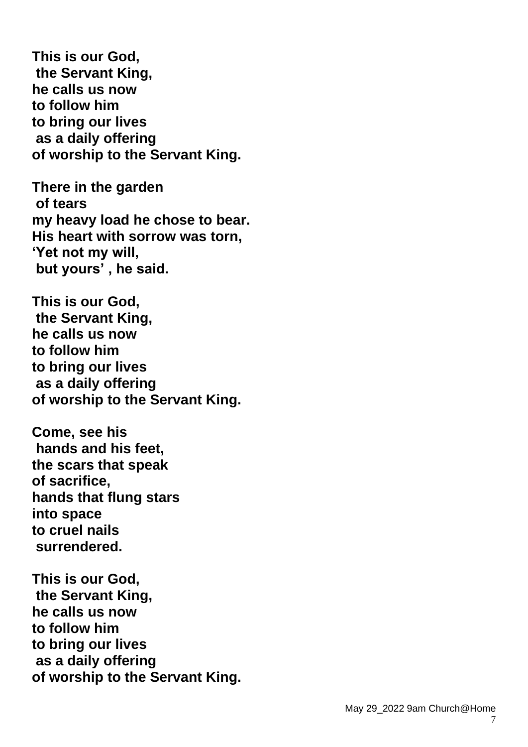**This is our God,**
**the Servant King,**
**he calls us now**
**to follow him**
**to bring our lives**
**as a daily offering**
**of worship to the Servant King.**

**There in the garden**
**of tears**
**my heavy load he chose to bear.**
**His heart with sorrow was torn,**
**'Yet not my will,**
**but yours' , he said.**

**This is our God,**
**the Servant King,**
**he calls us now**
**to follow him**
**to bring our lives**
**as a daily offering**
**of worship to the Servant King.**

**Come, see his**
**hands and his feet,**
**the scars that speak**
**of sacrifice,**
**hands that flung stars**
**into space**
**to cruel nails**
**surrendered.**

**This is our God,**
**the Servant King,**
**he calls us now**
**to follow him**
**to bring our lives**
**as a daily offering**
**of worship to the Servant King.**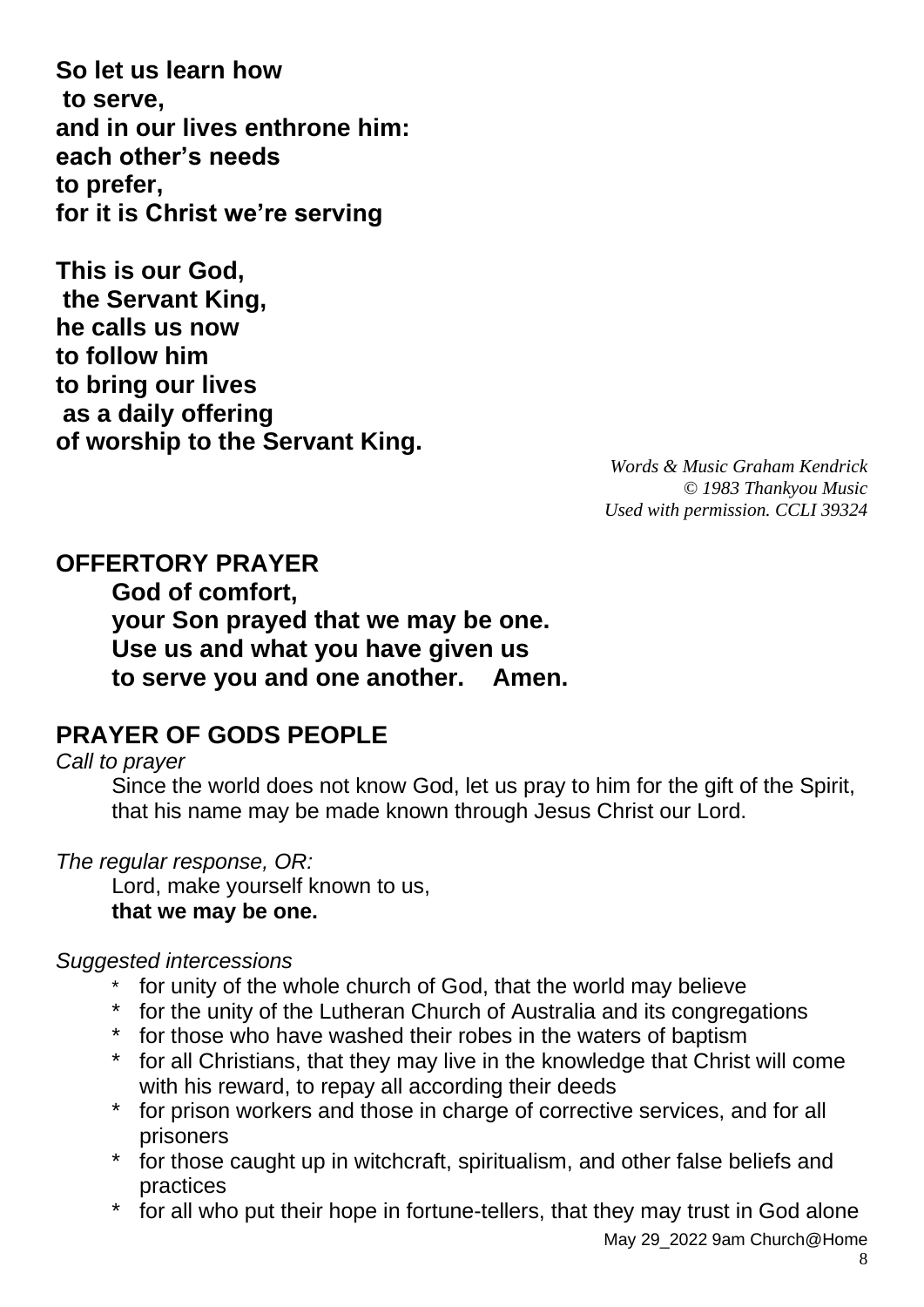**So let us learn how**
**to serve,**
**and in our lives enthrone him:**
**each other's needs**
**to prefer,**
**for it is Christ we're serving**

**This is our God,**
**the Servant King,**
**he calls us now**
**to follow him**
**to bring our lives**
**as a daily offering**
**of worship to the Servant King.**

*Words & Music Graham Kendrick*
*© 1983 Thankyou Music*
*Used with permission. CCLI 39324*

## OFFERTORY PRAYER

**God of comfort,**
**your Son prayed that we may be one.**
**Use us and what you have given us**
**to serve you and one another. Amen.**

## PRAYER OF GODS PEOPLE

*Call to prayer*

Since the world does not know God, let us pray to him for the gift of the Spirit, that his name may be made known through Jesus Christ our Lord.

*The regular response, OR:*

Lord, make yourself known to us,
**that we may be one.**

*Suggested intercessions*

* for unity of the whole church of God, that the world may believe
* for the unity of the Lutheran Church of Australia and its congregations
* for those who have washed their robes in the waters of baptism
* for all Christians, that they may live in the knowledge that Christ will come with his reward, to repay all according their deeds
* for prison workers and those in charge of corrective services, and for all prisoners
* for those caught up in witchcraft, spiritualism, and other false beliefs and practices
* for all who put their hope in fortune-tellers, that they may trust in God alone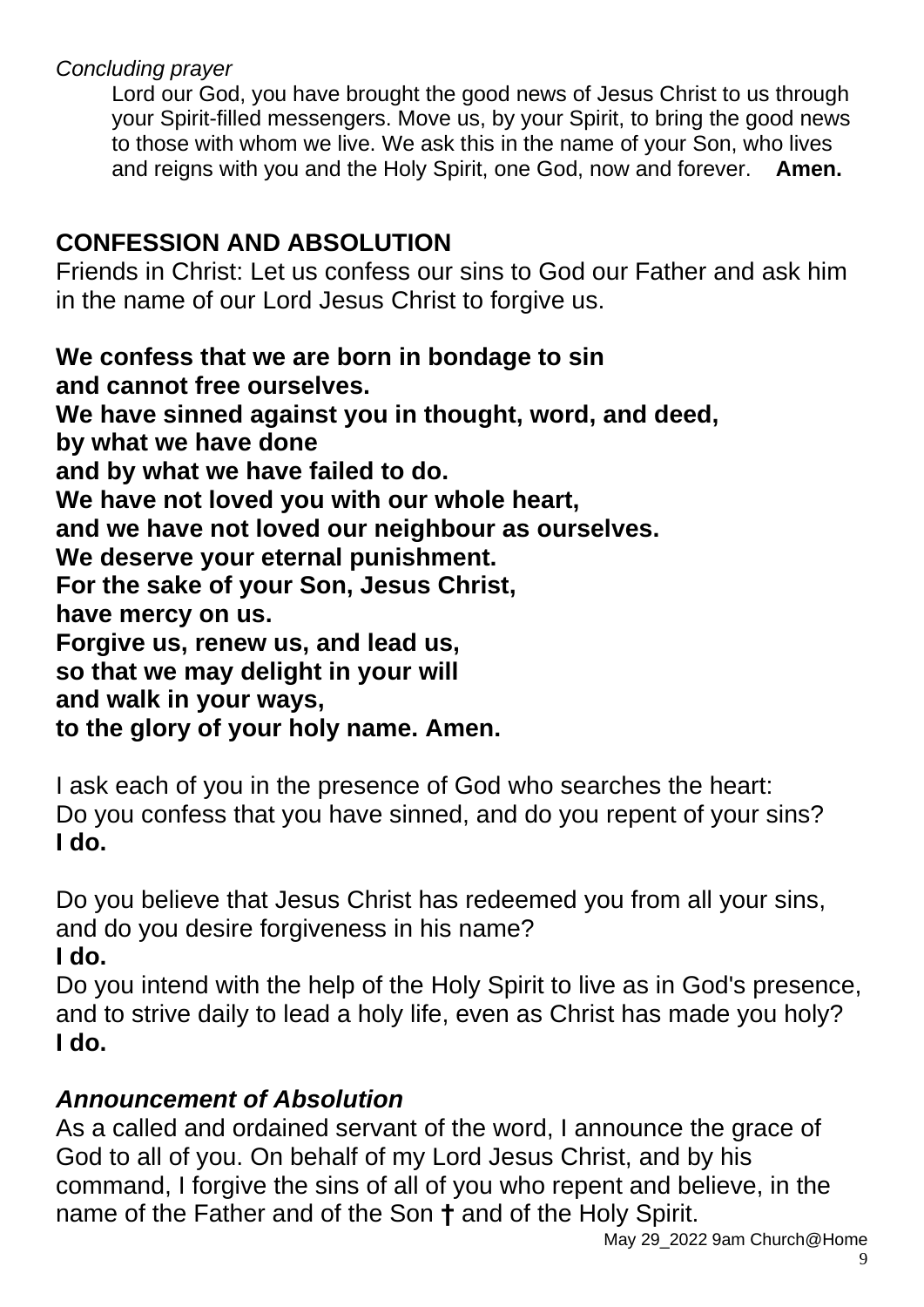*Concluding prayer*

Lord our God, you have brought the good news of Jesus Christ to us through your Spirit-filled messengers. Move us, by your Spirit, to bring the good news to those with whom we live. We ask this in the name of your Son, who lives and reigns with you and the Holy Spirit, one God, now and forever. **Amen.**

## CONFESSION AND ABSOLUTION

Friends in Christ: Let us confess our sins to God our Father and ask him in the name of our Lord Jesus Christ to forgive us.

**We confess that we are born in bondage to sin**
**and cannot free ourselves.**
**We have sinned against you in thought, word, and deed,**
**by what we have done**
**and by what we have failed to do.**
**We have not loved you with our whole heart,**
**and we have not loved our neighbour as ourselves.**
**We deserve your eternal punishment.**
**For the sake of your Son, Jesus Christ,**
**have mercy on us.**
**Forgive us, renew us, and lead us,**
**so that we may delight in your will**
**and walk in your ways,**
**to the glory of your holy name. Amen.**

I ask each of you in the presence of God who searches the heart:
Do you confess that you have sinned, and do you repent of your sins?
**I do.**

Do you believe that Jesus Christ has redeemed you from all your sins, and do you desire forgiveness in his name?
**I do.**
Do you intend with the help of the Holy Spirit to live as in God's presence, and to strive daily to lead a holy life, even as Christ has made you holy?
**I do.**

### *Announcement of Absolution*

As a called and ordained servant of the word, I announce the grace of God to all of you. On behalf of my Lord Jesus Christ, and by his command, I forgive the sins of all of you who repent and believe, in the name of the Father and of the Son ✝ and of the Holy Spirit.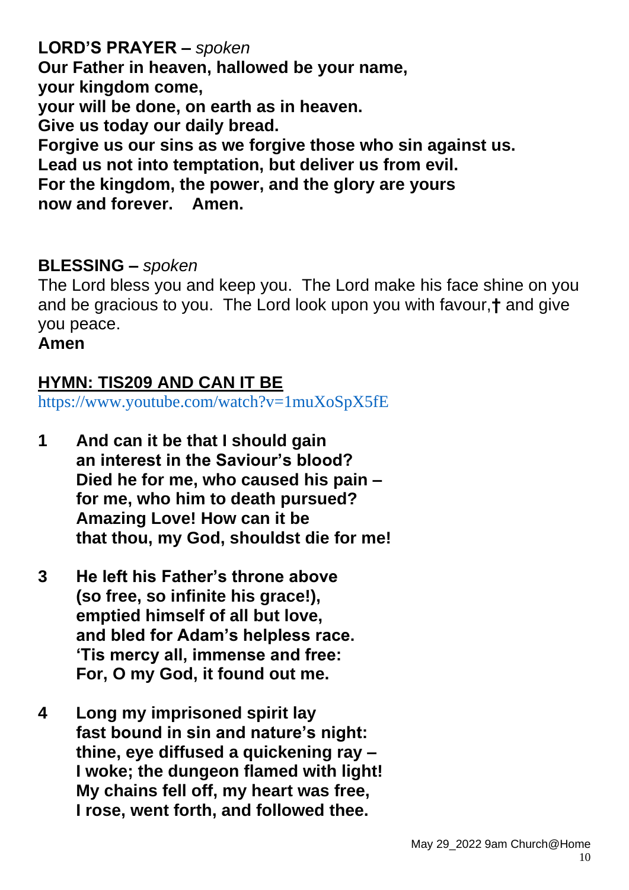**LORD'S PRAYER –** *spoken*

**Our Father in heaven, hallowed be your name,**
**your kingdom come,**
**your will be done, on earth as in heaven.**
**Give us today our daily bread.**
**Forgive us our sins as we forgive those who sin against us.**
**Lead us not into temptation, but deliver us from evil.**
**For the kingdom, the power, and the glory are yours**
**now and forever. Amen.**

**BLESSING –** *spoken*

The Lord bless you and keep you. The Lord make his face shine on you and be gracious to you. The Lord look upon you with favour,**†** and give you peace.
**Amen**

**HYMN: TIS209 AND CAN IT BE**

https://www.youtube.com/watch?v=1muXoSpX5fE

**1 And can it be that I should gain**
**an interest in the Saviour's blood?**
**Died he for me, who caused his pain –**
**for me, who him to death pursued?**
**Amazing Love! How can it be**
**that thou, my God, shouldst die for me!**

**3 He left his Father's throne above**
**(so free, so infinite his grace!),**
**emptied himself of all but love,**
**and bled for Adam's helpless race.**
**'Tis mercy all, immense and free:**
**For, O my God, it found out me.**

**4 Long my imprisoned spirit lay**
**fast bound in sin and nature's night:**
**thine, eye diffused a quickening ray –**
**I woke; the dungeon flamed with light!**
**My chains fell off, my heart was free,**
**I rose, went forth, and followed thee.**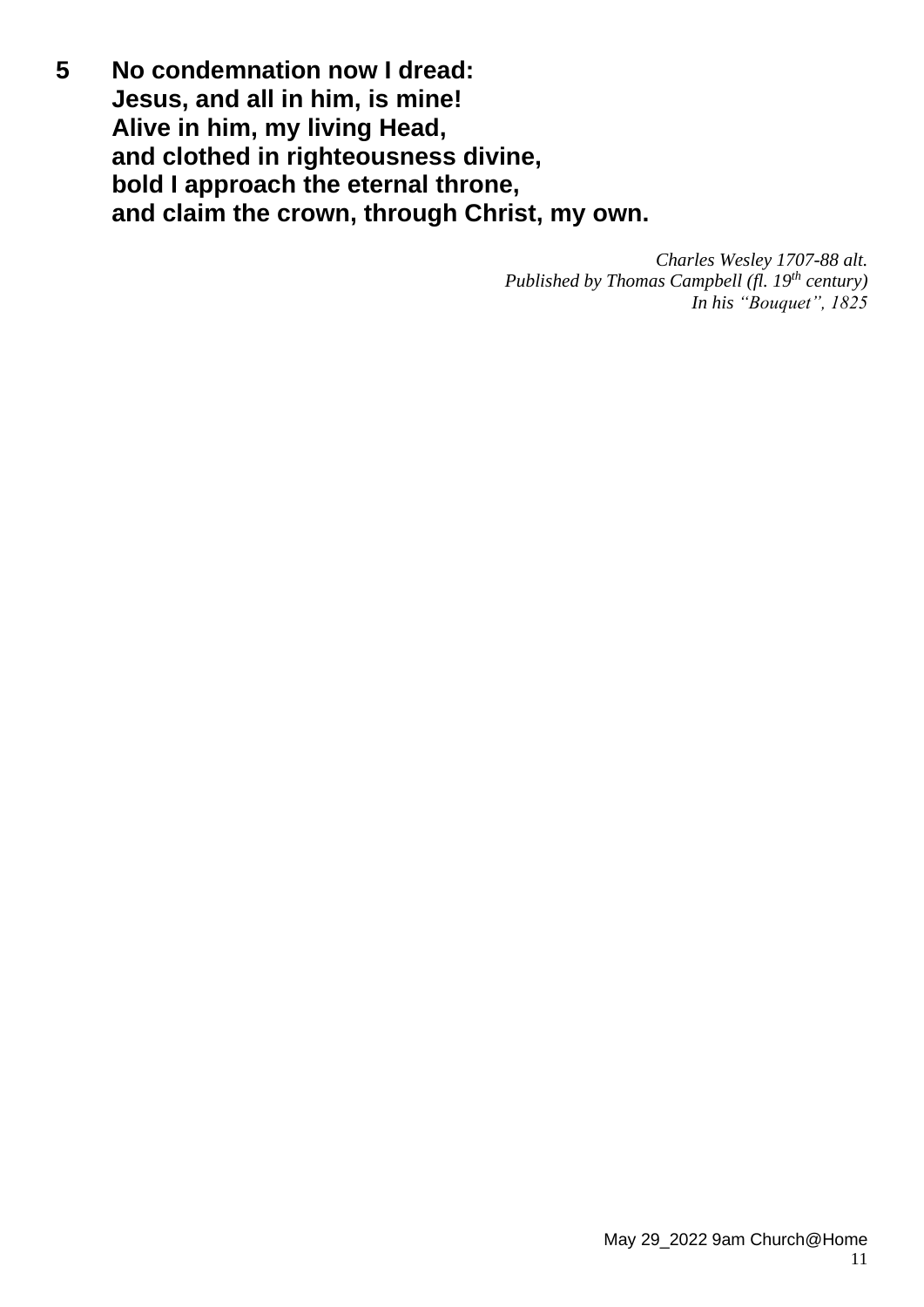**5 No condemnation now I dread:**
**Jesus, and all in him, is mine!**
**Alive in him, my living Head,**
**and clothed in righteousness divine,**
**bold I approach the eternal throne,**
**and claim the crown, through Christ, my own.**

*Charles Wesley 1707-88 alt.*
*Published by Thomas Campbell (fl. 19th century)*
*In his "Bouquet", 1825*